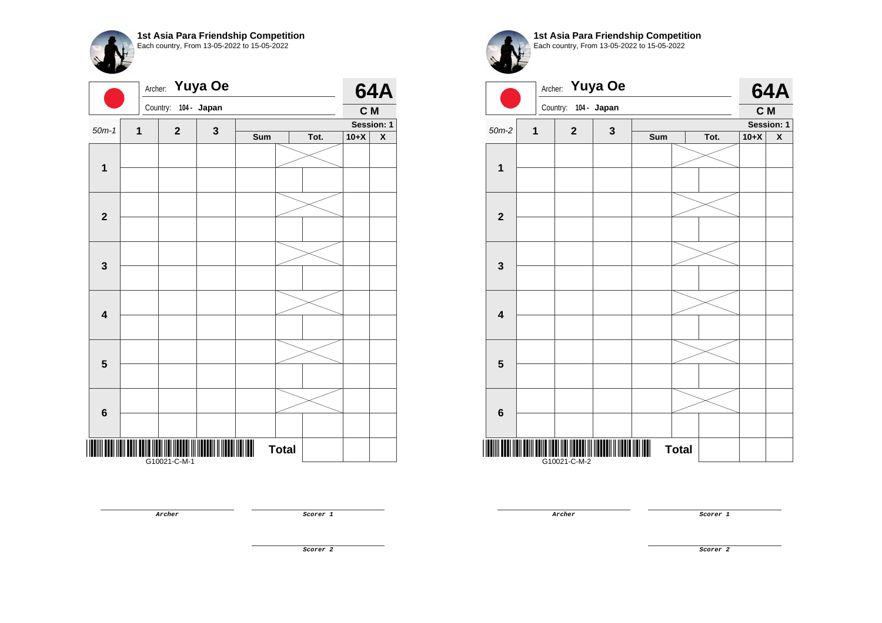## 1st Asia Para Friendship Competition

Each country, From 13-05-2022 to 15-05-2022

Archer: **Yuya Oe**

Country: 104 - Japan

**64A**

**C M**

| 50m-1 | 1 | 2 | 3 | Sum | Tot. | 10+X | X |
|---|---|---|---|---|---|---|---|
| | | | | | | Session: 1 | |
| **1** | | | | | | | |
| | | | | | | | |
| **2** | | | | | | | |
| | | | | | | | |
| **3** | | | | | | | |
| | | | | | | | |
| **4** | | | | | | | |
| | | | | | | | |
| **5** | | | | | | | |
| | | | | | | | |
| **6** | | | | | | | |
| | | | | | | | |
| | | | | **Total** | | | |

G10021-C-M-1

*Archer*

*Scorer 1*

*Scorer 2*

## 1st Asia Para Friendship Competition

Each country, From 13-05-2022 to 15-05-2022

Archer: **Yuya Oe**

Country: 104 - Japan

**64A**

**C M**

| 50m-2 | 1 | 2 | 3 | Sum | Tot. | 10+X | X |
|---|---|---|---|---|---|---|---|
| | | | | | | Session: 1 | |
| **1** | | | | | | | |
| | | | | | | | |
| **2** | | | | | | | |
| | | | | | | | |
| **3** | | | | | | | |
| | | | | | | | |
| **4** | | | | | | | |
| | | | | | | | |
| **5** | | | | | | | |
| | | | | | | | |
| **6** | | | | | | | |
| | | | | | | | |
| | | | | **Total** | | | |

G10021-C-M-2

*Archer*

*Scorer 1*

*Scorer 2*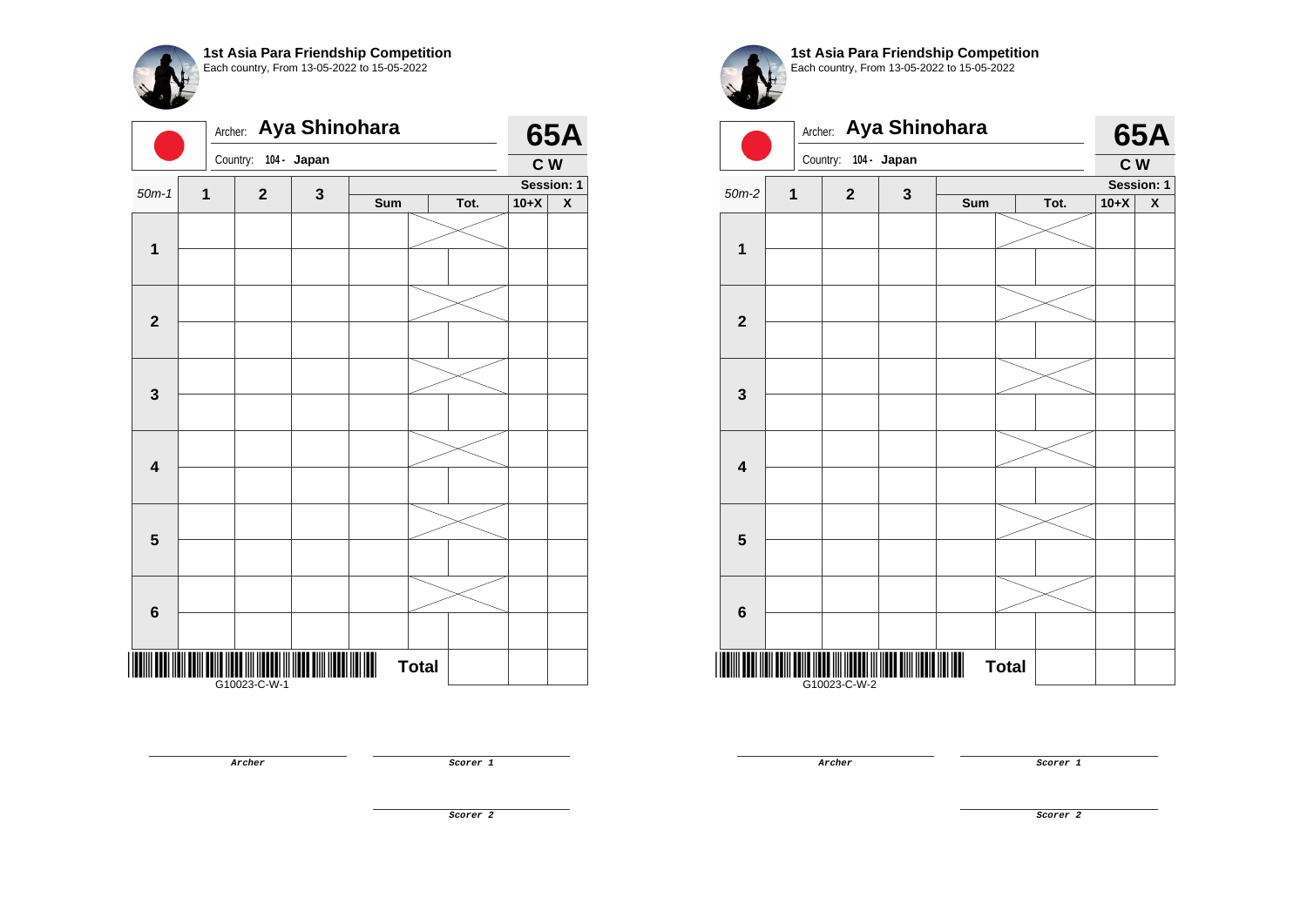**1st Asia Para Friendship Competition**
Each country, From 13-05-2022 to 15-05-2022

Archer: **Aya Shinohara**

Country: **104 - Japan**

**65A**

**C W**

| 50m-1 | 1 | 2 | 3 | Sum | Tot. | 10+X | X |
|---|---|---|---|---|---|---|---|
| | | | | | | | Session: 1 |
| **1** | | | | | | | |
| | | | | | | | |
| **2** | | | | | | | |
| | | | | | | | |
| **3** | | | | | | | |
| | | | | | | | |
| **4** | | | | | | | |
| | | | | | | | |
| **5** | | | | | | | |
| | | | | | | | |
| **6** | | | | | | | |
| | | | | | | | |
| | | | | **Total** | | | |

G10023-C-W-1

***Archer***

***Scorer 1***

***Scorer 2***

**1st Asia Para Friendship Competition**
Each country, From 13-05-2022 to 15-05-2022

Archer: **Aya Shinohara**

Country: **104 - Japan**

**65A**

**C W**

| 50m-2 | 1 | 2 | 3 | Sum | Tot. | 10+X | X |
|---|---|---|---|---|---|---|---|
| | | | | | | | Session: 1 |
| **1** | | | | | | | |
| | | | | | | | |
| **2** | | | | | | | |
| | | | | | | | |
| **3** | | | | | | | |
| | | | | | | | |
| **4** | | | | | | | |
| | | | | | | | |
| **5** | | | | | | | |
| | | | | | | | |
| **6** | | | | | | | |
| | | | | | | | |
| | | | | **Total** | | | |

G10023-C-W-2

***Archer***

***Scorer 1***

***Scorer 2***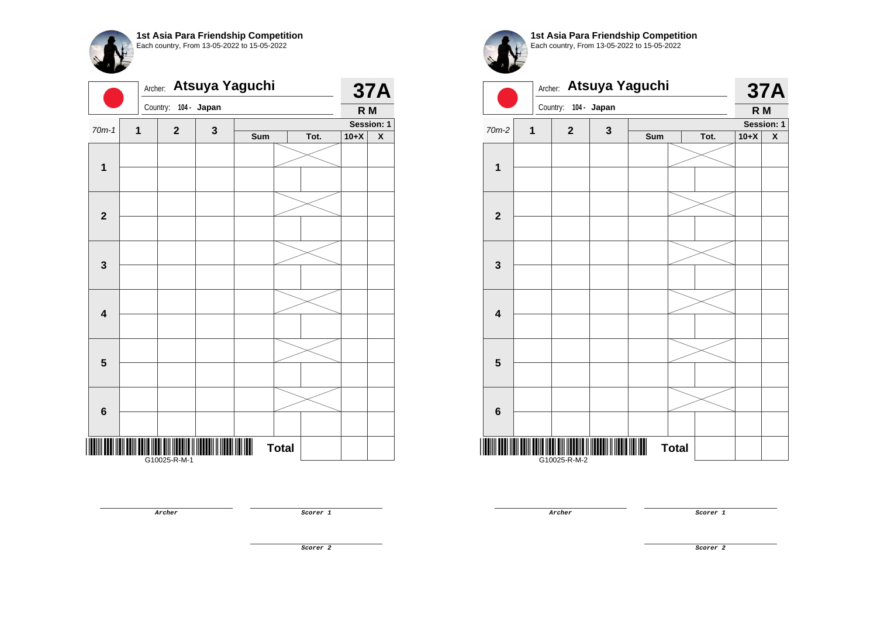**1st Asia Para Friendship Competition**
Each country, From 13-05-2022 to 15-05-2022

Archer: **Atsuya Yaguchi**

Country: 104 - **Japan**

**37A**

**R M**

| 70m-1 | 1 | 2 | 3 | Sum | Tot. | Session: 1 | |
|---|---|---|---|---|---|---|---|
| | | | | | | 10+X | X |
| 1 | | | | | | | |
| | | | | | | | |
| 2 | | | | | | | |
| | | | | | | | |
| 3 | | | | | | | |
| | | | | | | | |
| 4 | | | | | | | |
| | | | | | | | |
| 5 | | | | | | | |
| | | | | | | | |
| 6 | | | | | | | |
| | | | | | | | |
| | | | | | **Total** | | |

G10025-R-M-1

***Archer***

***Scorer 1***

***Scorer 2***

**1st Asia Para Friendship Competition**
Each country, From 13-05-2022 to 15-05-2022

Archer: **Atsuya Yaguchi**

Country: 104 - **Japan**

**37A**

**R M**

| 70m-2 | 1 | 2 | 3 | Sum | Tot. | Session: 1 | |
|---|---|---|---|---|---|---|---|
| | | | | | | 10+X | X |
| 1 | | | | | | | |
| | | | | | | | |
| 2 | | | | | | | |
| | | | | | | | |
| 3 | | | | | | | |
| | | | | | | | |
| 4 | | | | | | | |
| | | | | | | | |
| 5 | | | | | | | |
| | | | | | | | |
| 6 | | | | | | | |
| | | | | | | | |
| | | | | | **Total** | | |

G10025-R-M-2

***Archer***

***Scorer 1***

***Scorer 2***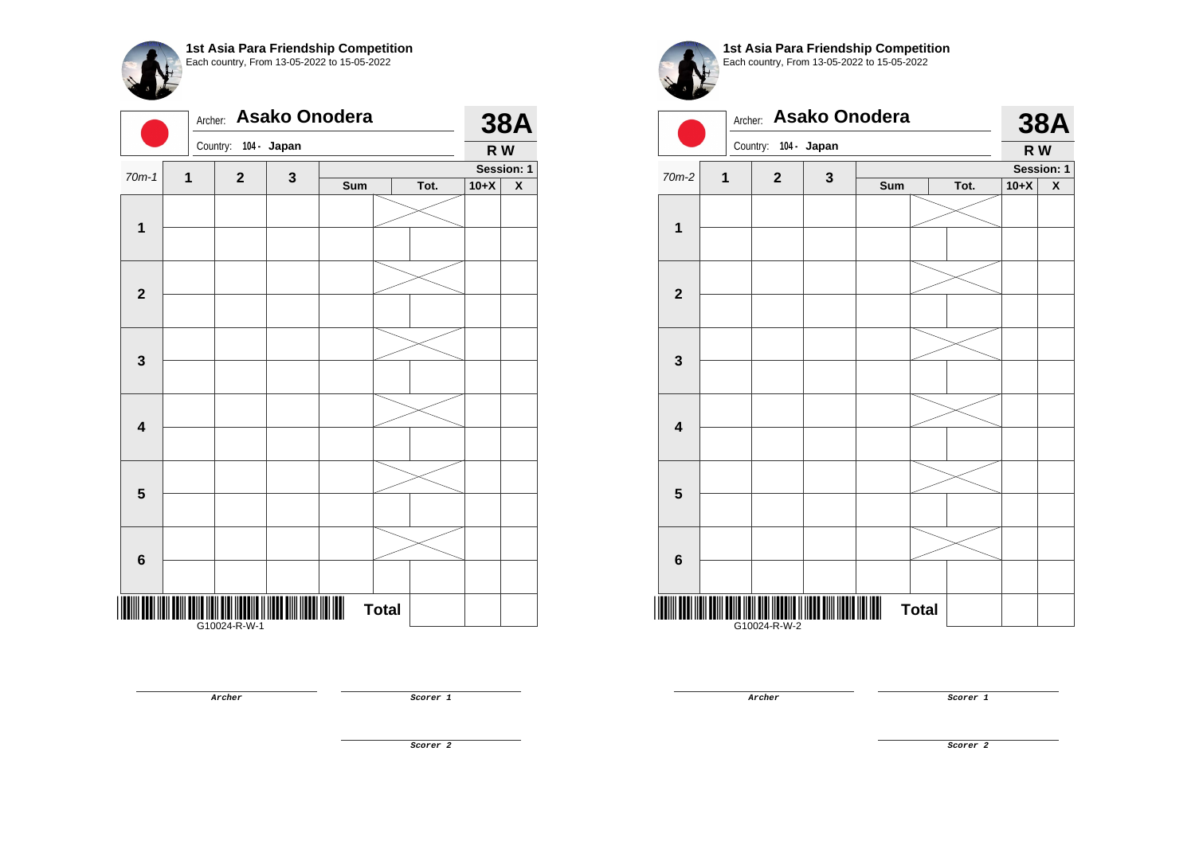**1st Asia Para Friendship Competition**
Each country, From 13-05-2022 to 15-05-2022

Archer: **Asako Onodera**

Country: **104 - Japan**

**38A**

**R W**

| 70m-1 | 1 | 2 | 3 | Sum | Tot. | 10+X | X |
|---|---|---|---|---|---|---|---|
| | | | | | | | Session: 1 |
| **1** | | | | | | | |
| | | | | | | | |
| **2** | | | | | | | |
| | | | | | | | |
| **3** | | | | | | | |
| | | | | | | | |
| **4** | | | | | | | |
| | | | | | | | |
| **5** | | | | | | | |
| | | | | | | | |
| **6** | | | | | | | |
| | | | | | | | |
| | | | | **Total** | | | |

G10024-R-W-1

***Archer***

***Scorer 1***

***Scorer 2***

**1st Asia Para Friendship Competition**
Each country, From 13-05-2022 to 15-05-2022

Archer: **Asako Onodera**

Country: **104 - Japan**

**38A**

**R W**

| 70m-2 | 1 | 2 | 3 | Sum | Tot. | 10+X | X |
|---|---|---|---|---|---|---|---|
| | | | | | | | Session: 1 |
| **1** | | | | | | | |
| | | | | | | | |
| **2** | | | | | | | |
| | | | | | | | |
| **3** | | | | | | | |
| | | | | | | | |
| **4** | | | | | | | |
| | | | | | | | |
| **5** | | | | | | | |
| | | | | | | | |
| **6** | | | | | | | |
| | | | | | | | |
| | | | | **Total** | | | |

G10024-R-W-2

***Archer***

***Scorer 1***

***Scorer 2***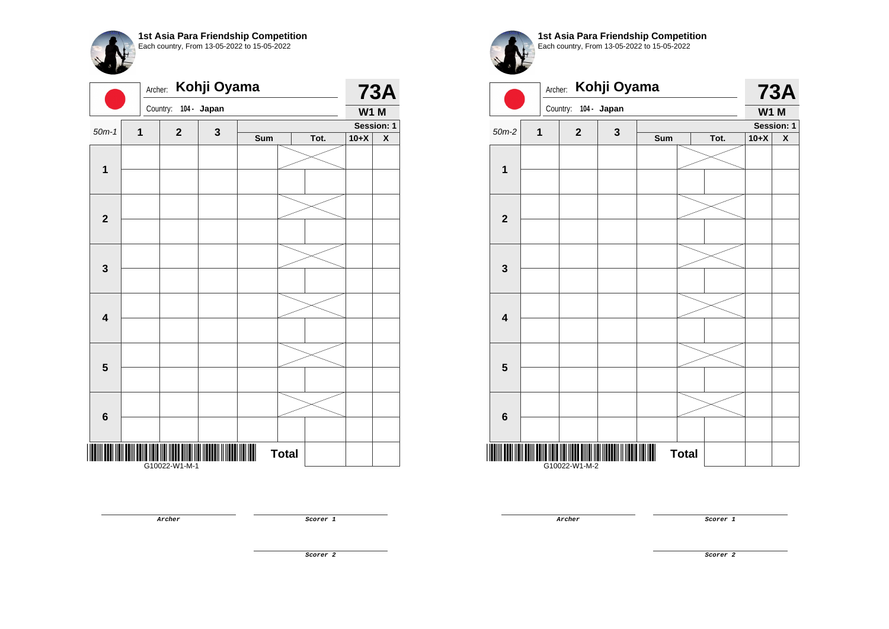# 1st Asia Para Friendship Competition

Each country, From 13-05-2022 to 15-05-2022

Archer: **Kohji Oyama**

Country: **104 - Japan**

**73A**

**W1 M**

| 50m-1 | 1 | 2 | 3 | Sum | Tot. | 10+X | X |
|---|---|---|---|---|---|---|---|
| **1** | | | | | | | |
| | | | | | | | |
| **2** | | | | | | | |
| | | | | | | | |
| **3** | | | | | | | |
| | | | | | | | |
| **4** | | | | | | | |
| | | | | | | | |
| **5** | | | | | | | |
| | | | | | | | |
| **6** | | | | | | | |
| | | | | | | | |
| | | | | **Total** | | | |

Session: 1

G10022-W1-M-1

*Archer*

*Scorer 1*

*Scorer 2*

# 1st Asia Para Friendship Competition

Each country, From 13-05-2022 to 15-05-2022

Archer: **Kohji Oyama**

Country: **104 - Japan**

**73A**

**W1 M**

| 50m-2 | 1 | 2 | 3 | Sum | Tot. | 10+X | X |
|---|---|---|---|---|---|---|---|
| **1** | | | | | | | |
| | | | | | | | |
| **2** | | | | | | | |
| | | | | | | | |
| **3** | | | | | | | |
| | | | | | | | |
| **4** | | | | | | | |
| | | | | | | | |
| **5** | | | | | | | |
| | | | | | | | |
| **6** | | | | | | | |
| | | | | | | | |
| | | | | **Total** | | | |

Session: 1

G10022-W1-M-2

*Archer*

*Scorer 1*

*Scorer 2*